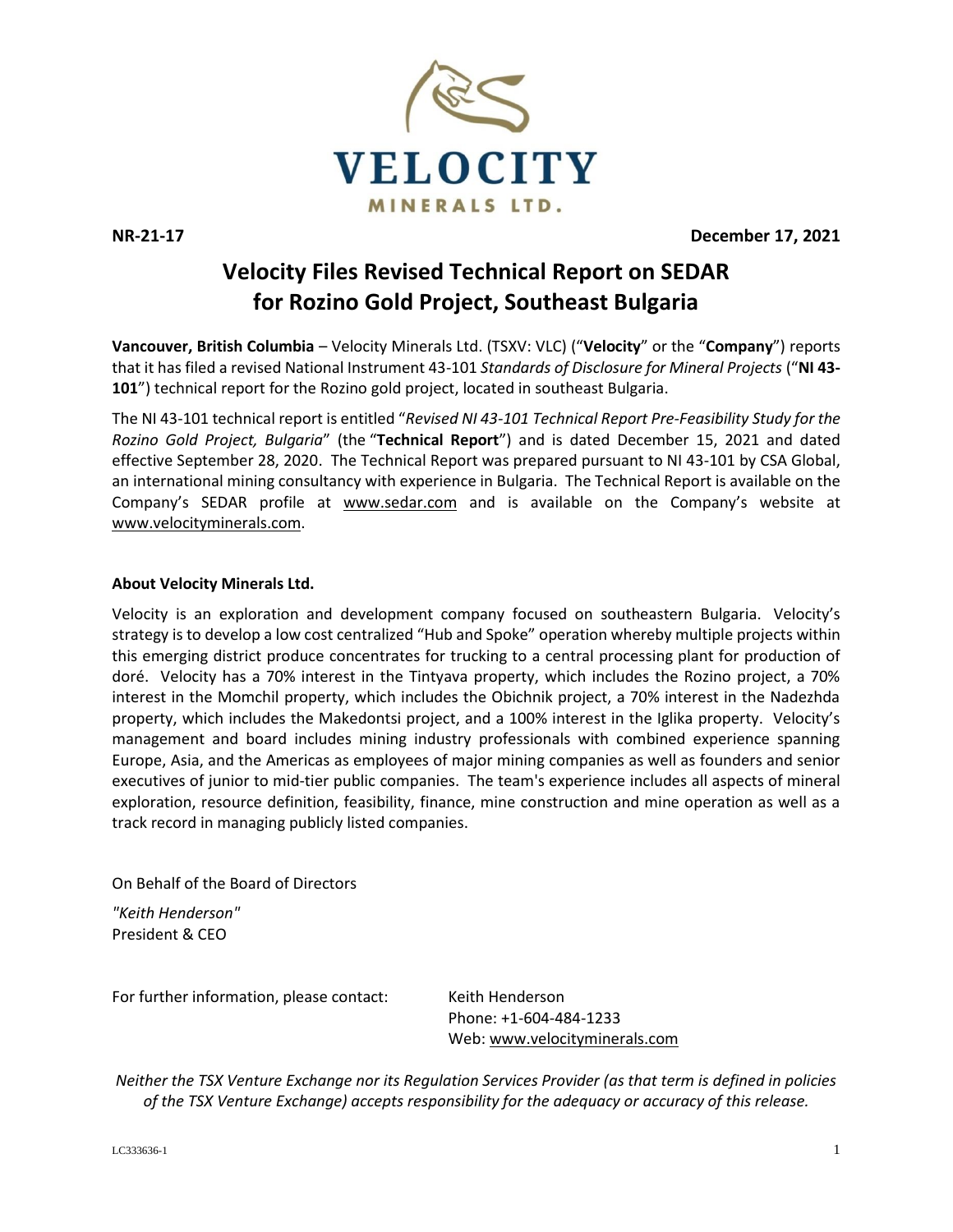NR-21-17 December 17, 2021

# Velocity Files Revised Technical Report on SEDAR for Rozino Gold Project, Southeast Bulgaria

**Vancouver, British Columbia** – Velocity Minerals Ltd. (TSXV: VLC) ("**Velocity**" or the "**Company**") reports that it has filed a revised National Instrument 43-101 *Standards of Disclosure for Mineral Projects* ("**NI 43-101**") technical report for the Rozino gold project, located in southeast Bulgaria.

The NI 43-101 technical report is entitled "*Revised NI 43-101 Technical Report Pre-Feasibility Study for the Rozino Gold Project, Bulgaria*" (the "**Technical Report**") and is dated December 15, 2021 and dated effective September 28, 2020. The Technical Report was prepared pursuant to NI 43-101 by CSA Global, an international mining consultancy with experience in Bulgaria. The Technical Report is available on the Company's SEDAR profile at www.sedar.com and is available on the Company's website at www.velocityminerals.com.

**About Velocity Minerals Ltd.**

Velocity is an exploration and development company focused on southeastern Bulgaria. Velocity's strategy is to develop a low cost centralized "Hub and Spoke" operation whereby multiple projects within this emerging district produce concentrates for trucking to a central processing plant for production of doré. Velocity has a 70% interest in the Tintyava property, which includes the Rozino project, a 70% interest in the Momchil property, which includes the Obichnik project, a 70% interest in the Nadezhda property, which includes the Makedontsi project, and a 100% interest in the Iglika property. Velocity's management and board includes mining industry professionals with combined experience spanning Europe, Asia, and the Americas as employees of major mining companies as well as founders and senior executives of junior to mid-tier public companies. The team's experience includes all aspects of mineral exploration, resource definition, feasibility, finance, mine construction and mine operation as well as a track record in managing publicly listed companies.

On Behalf of the Board of Directors

*"Keith Henderson"*
President & CEO

For further information, please contact: Keith Henderson
Phone: +1-604-484-1233
Web: www.velocityminerals.com

*Neither the TSX Venture Exchange nor its Regulation Services Provider (as that term is defined in policies of the TSX Venture Exchange) accepts responsibility for the adequacy or accuracy of this release.*

LC333636-1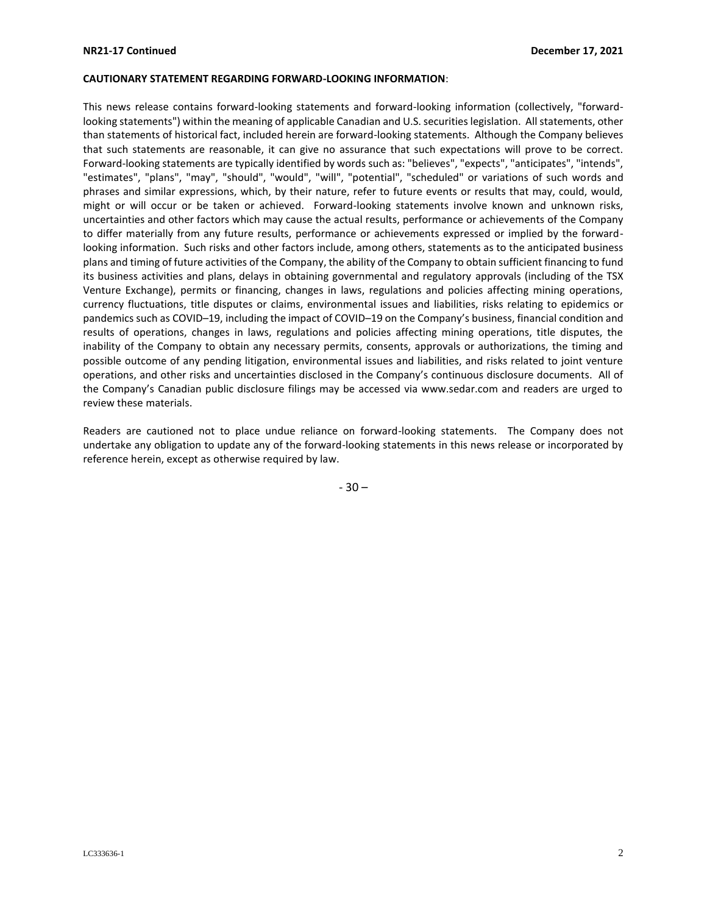**CAUTIONARY STATEMENT REGARDING FORWARD-LOOKING INFORMATION**:

This news release contains forward-looking statements and forward-looking information (collectively, "forward-looking statements") within the meaning of applicable Canadian and U.S. securities legislation. All statements, other than statements of historical fact, included herein are forward-looking statements. Although the Company believes that such statements are reasonable, it can give no assurance that such expectations will prove to be correct. Forward-looking statements are typically identified by words such as: "believes", "expects", "anticipates", "intends", "estimates", "plans", "may", "should", "would", "will", "potential", "scheduled" or variations of such words and phrases and similar expressions, which, by their nature, refer to future events or results that may, could, would, might or will occur or be taken or achieved. Forward-looking statements involve known and unknown risks, uncertainties and other factors which may cause the actual results, performance or achievements of the Company to differ materially from any future results, performance or achievements expressed or implied by the forward-looking information. Such risks and other factors include, among others, statements as to the anticipated business plans and timing of future activities of the Company, the ability of the Company to obtain sufficient financing to fund its business activities and plans, delays in obtaining governmental and regulatory approvals (including of the TSX Venture Exchange), permits or financing, changes in laws, regulations and policies affecting mining operations, currency fluctuations, title disputes or claims, environmental issues and liabilities, risks relating to epidemics or pandemics such as COVID–19, including the impact of COVID–19 on the Company's business, financial condition and results of operations, changes in laws, regulations and policies affecting mining operations, title disputes, the inability of the Company to obtain any necessary permits, consents, approvals or authorizations, the timing and possible outcome of any pending litigation, environmental issues and liabilities, and risks related to joint venture operations, and other risks and uncertainties disclosed in the Company's continuous disclosure documents. All of the Company's Canadian public disclosure filings may be accessed via www.sedar.com and readers are urged to review these materials.

Readers are cautioned not to place undue reliance on forward-looking statements. The Company does not undertake any obligation to update any of the forward-looking statements in this news release or incorporated by reference herein, except as otherwise required by law.

- 30 –